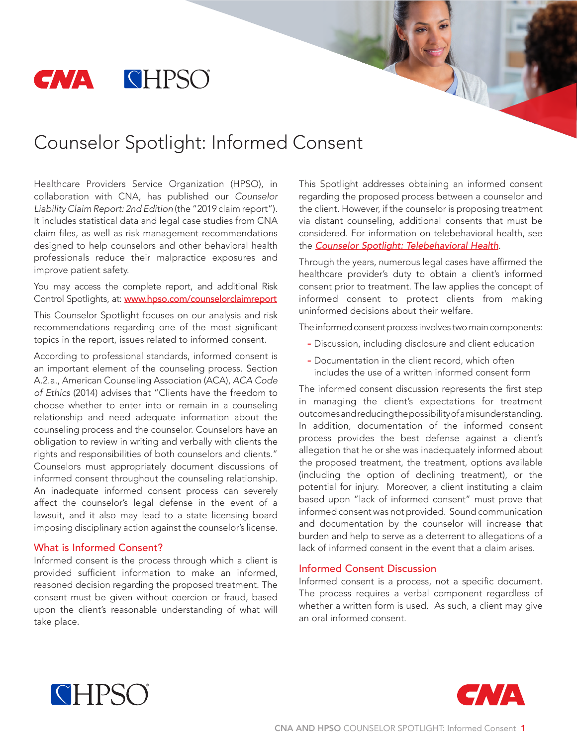# Counselor Spotlight: Informed Consent

Healthcare Providers Service Organization (HPSO), in collaboration with CNA, has published our *Counselor Liability Claim Report: 2nd Edition* (the "2019 claim report"). It includes statistical data and legal case studies from CNA claim files, as well as risk management recommendations designed to help counselors and other behavioral health professionals reduce their malpractice exposures and improve patient safety.

You may access the complete report, and additional Risk Control Spotlights, at: www.hpso.com/counselorclaimreport

This Counselor Spotlight focuses on our analysis and risk recommendations regarding one of the most significant topics in the report, issues related to informed consent.

According to professional standards, informed consent is an important element of the counseling process. Section A.2.a., American Counseling Association (ACA), *ACA Code of Ethics* (2014) advises that "Clients have the freedom to choose whether to enter into or remain in a counseling relationship and need adequate information about the counseling process and the counselor. Counselors have an obligation to review in writing and verbally with clients the rights and responsibilities of both counselors and clients." Counselors must appropriately document discussions of informed consent throughout the counseling relationship. An inadequate informed consent process can severely affect the counselor's legal defense in the event of a lawsuit, and it also may lead to a state licensing board imposing disciplinary action against the counselor's license.

## What is Informed Consent?

Informed consent is the process through which a client is provided sufficient information to make an informed, reasoned decision regarding the proposed treatment. The consent must be given without coercion or fraud, based upon the client's reasonable understanding of what will take place.

This Spotlight addresses obtaining an informed consent regarding the proposed process between a counselor and the client. However, if the counselor is proposing treatment via distant counseling, additional consents that must be considered. For information on telebehavioral health, see the *Counselor Spotlight: Telebehavioral Health*.

Through the years, numerous legal cases have affirmed the healthcare provider's duty to obtain a client's informed consent prior to treatment. The law applies the concept of informed consent to protect clients from making uninformed decisions about their welfare.

The informed consent process involves two main components:

- Discussion, including disclosure and client education
- Documentation in the client record, which often includes the use of a written informed consent form

The informed consent discussion represents the first step in managing the client's expectations for treatment outcomes and reducing the possibility of a misunderstanding. In addition, documentation of the informed consent process provides the best defense against a client's allegation that he or she was inadequately informed about the proposed treatment, the treatment, options available (including the option of declining treatment), or the potential for injury. Moreover, a client instituting a claim based upon "lack of informed consent" must prove that informed consent was not provided. Sound communication and documentation by the counselor will increase that burden and help to serve as a deterrent to allegations of a lack of informed consent in the event that a claim arises.

## Informed Consent Discussion

Informed consent is a process, not a specific document. The process requires a verbal component regardless of whether a written form is used. As such, a client may give an oral informed consent.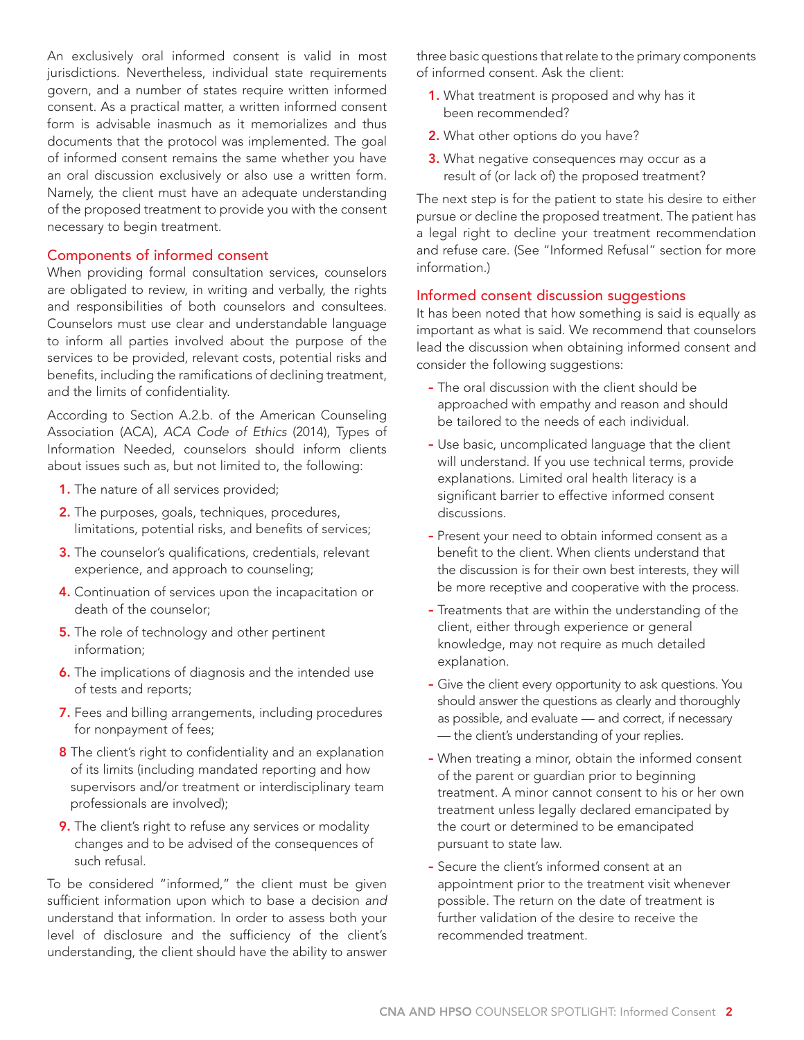An exclusively oral informed consent is valid in most jurisdictions. Nevertheless, individual state requirements govern, and a number of states require written informed consent. As a practical matter, a written informed consent form is advisable inasmuch as it memorializes and thus documents that the protocol was implemented. The goal of informed consent remains the same whether you have an oral discussion exclusively or also use a written form. Namely, the client must have an adequate understanding of the proposed treatment to provide you with the consent necessary to begin treatment.

## Components of informed consent

When providing formal consultation services, counselors are obligated to review, in writing and verbally, the rights and responsibilities of both counselors and consultees. Counselors must use clear and understandable language to inform all parties involved about the purpose of the services to be provided, relevant costs, potential risks and benefits, including the ramifications of declining treatment, and the limits of confidentiality.

According to Section A.2.b. of the American Counseling Association (ACA), *ACA Code of Ethics* (2014), Types of Information Needed, counselors should inform clients about issues such as, but not limited to, the following:

1. The nature of all services provided;
2. The purposes, goals, techniques, procedures, limitations, potential risks, and benefits of services;
3. The counselor's qualifications, credentials, relevant experience, and approach to counseling;
4. Continuation of services upon the incapacitation or death of the counselor;
5. The role of technology and other pertinent information;
6. The implications of diagnosis and the intended use of tests and reports;
7. Fees and billing arrangements, including procedures for nonpayment of fees;
8. The client's right to confidentiality and an explanation of its limits (including mandated reporting and how supervisors and/or treatment or interdisciplinary team professionals are involved);
9. The client's right to refuse any services or modality changes and to be advised of the consequences of such refusal.

To be considered "informed," the client must be given sufficient information upon which to base a decision *and* understand that information. In order to assess both your level of disclosure and the sufficiency of the client's understanding, the client should have the ability to answer three basic questions that relate to the primary components of informed consent. Ask the client:

1. What treatment is proposed and why has it been recommended?
2. What other options do you have?
3. What negative consequences may occur as a result of (or lack of) the proposed treatment?

The next step is for the patient to state his desire to either pursue or decline the proposed treatment. The patient has a legal right to decline your treatment recommendation and refuse care. (See "Informed Refusal" section for more information.)

## Informed consent discussion suggestions

It has been noted that how something is said is equally as important as what is said. We recommend that counselors lead the discussion when obtaining informed consent and consider the following suggestions:

- The oral discussion with the client should be approached with empathy and reason and should be tailored to the needs of each individual.
- Use basic, uncomplicated language that the client will understand. If you use technical terms, provide explanations. Limited oral health literacy is a significant barrier to effective informed consent discussions.
- Present your need to obtain informed consent as a benefit to the client. When clients understand that the discussion is for their own best interests, they will be more receptive and cooperative with the process.
- Treatments that are within the understanding of the client, either through experience or general knowledge, may not require as much detailed explanation.
- Give the client every opportunity to ask questions. You should answer the questions as clearly and thoroughly as possible, and evaluate — and correct, if necessary — the client's understanding of your replies.
- When treating a minor, obtain the informed consent of the parent or guardian prior to beginning treatment. A minor cannot consent to his or her own treatment unless legally declared emancipated by the court or determined to be emancipated pursuant to state law.
- Secure the client's informed consent at an appointment prior to the treatment visit whenever possible. The return on the date of treatment is further validation of the desire to receive the recommended treatment.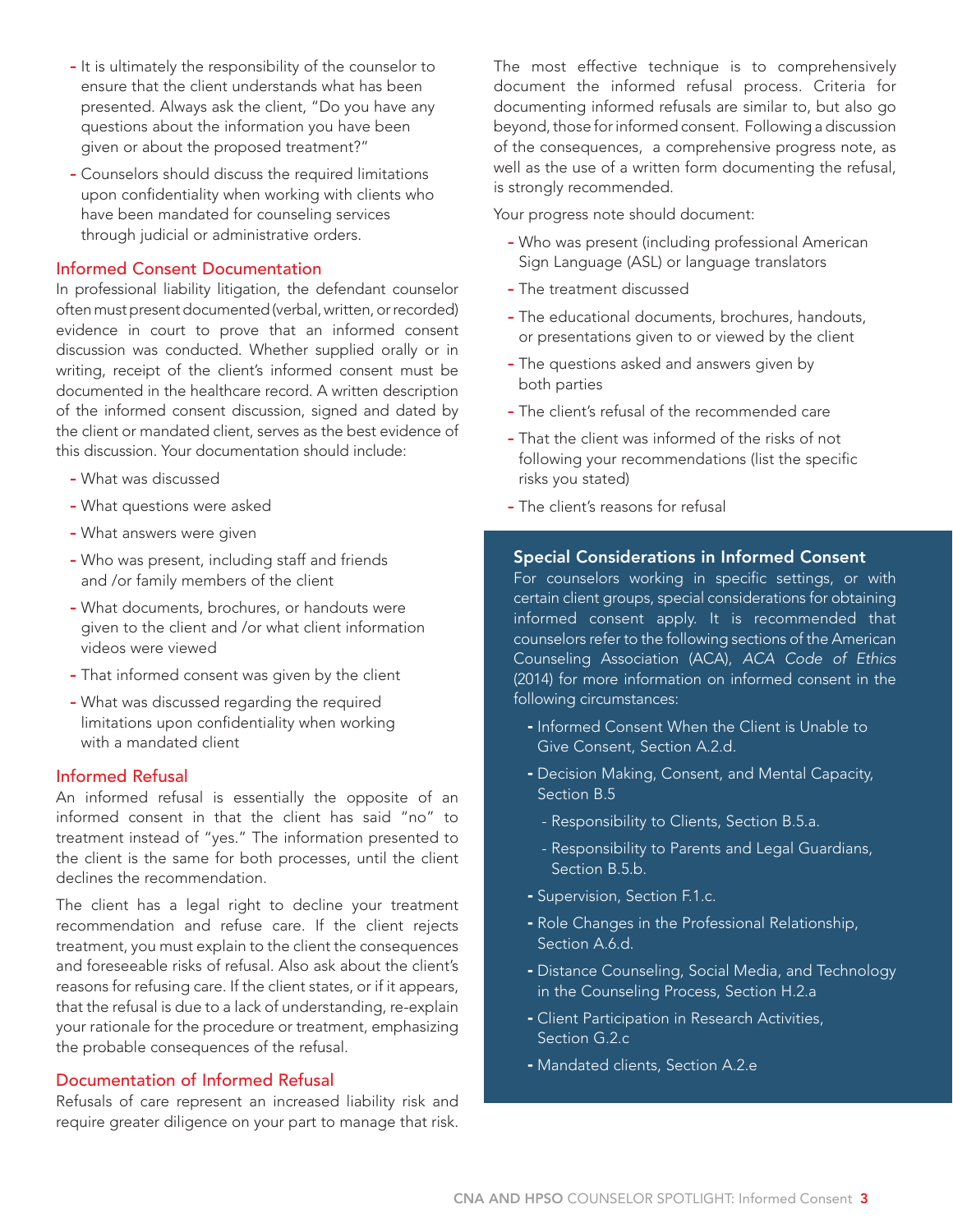- It is ultimately the responsibility of the counselor to ensure that the client understands what has been presented. Always ask the client, "Do you have any questions about the information you have been given or about the proposed treatment?"
- Counselors should discuss the required limitations upon confidentiality when working with clients who have been mandated for counseling services through judicial or administrative orders.

## Informed Consent Documentation

In professional liability litigation, the defendant counselor often must present documented (verbal, written, or recorded) evidence in court to prove that an informed consent discussion was conducted. Whether supplied orally or in writing, receipt of the client's informed consent must be documented in the healthcare record. A written description of the informed consent discussion, signed and dated by the client or mandated client, serves as the best evidence of this discussion. Your documentation should include:

- What was discussed
- What questions were asked
- What answers were given
- Who was present, including staff and friends and /or family members of the client
- What documents, brochures, or handouts were given to the client and /or what client information videos were viewed
- That informed consent was given by the client
- What was discussed regarding the required limitations upon confidentiality when working with a mandated client

## Informed Refusal

An informed refusal is essentially the opposite of an informed consent in that the client has said "no" to treatment instead of "yes." The information presented to the client is the same for both processes, until the client declines the recommendation.

The client has a legal right to decline your treatment recommendation and refuse care. If the client rejects treatment, you must explain to the client the consequences and foreseeable risks of refusal. Also ask about the client's reasons for refusing care. If the client states, or if it appears, that the refusal is due to a lack of understanding, re-explain your rationale for the procedure or treatment, emphasizing the probable consequences of the refusal.

## Documentation of Informed Refusal

Refusals of care represent an increased liability risk and require greater diligence on your part to manage that risk. The most effective technique is to comprehensively document the informed refusal process. Criteria for documenting informed refusals are similar to, but also go beyond, those for informed consent. Following a discussion of the consequences, a comprehensive progress note, as well as the use of a written form documenting the refusal, is strongly recommended.

Your progress note should document:

- Who was present (including professional American Sign Language (ASL) or language translators
- The treatment discussed
- The educational documents, brochures, handouts, or presentations given to or viewed by the client
- The questions asked and answers given by both parties
- The client's refusal of the recommended care
- That the client was informed of the risks of not following your recommendations (list the specific risks you stated)
- The client's reasons for refusal

### Special Considerations in Informed Consent

For counselors working in specific settings, or with certain client groups, special considerations for obtaining informed consent apply. It is recommended that counselors refer to the following sections of the American Counseling Association (ACA), *ACA Code of Ethics* (2014) for more information on informed consent in the following circumstances:

- Informed Consent When the Client is Unable to Give Consent, Section A.2.d.
- Decision Making, Consent, and Mental Capacity, Section B.5
  - Responsibility to Clients, Section B.5.a.
  - Responsibility to Parents and Legal Guardians, Section B.5.b.
- Supervision, Section F.1.c.
- Role Changes in the Professional Relationship, Section A.6.d.
- Distance Counseling, Social Media, and Technology in the Counseling Process, Section H.2.a
- Client Participation in Research Activities, Section G.2.c
- Mandated clients, Section A.2.e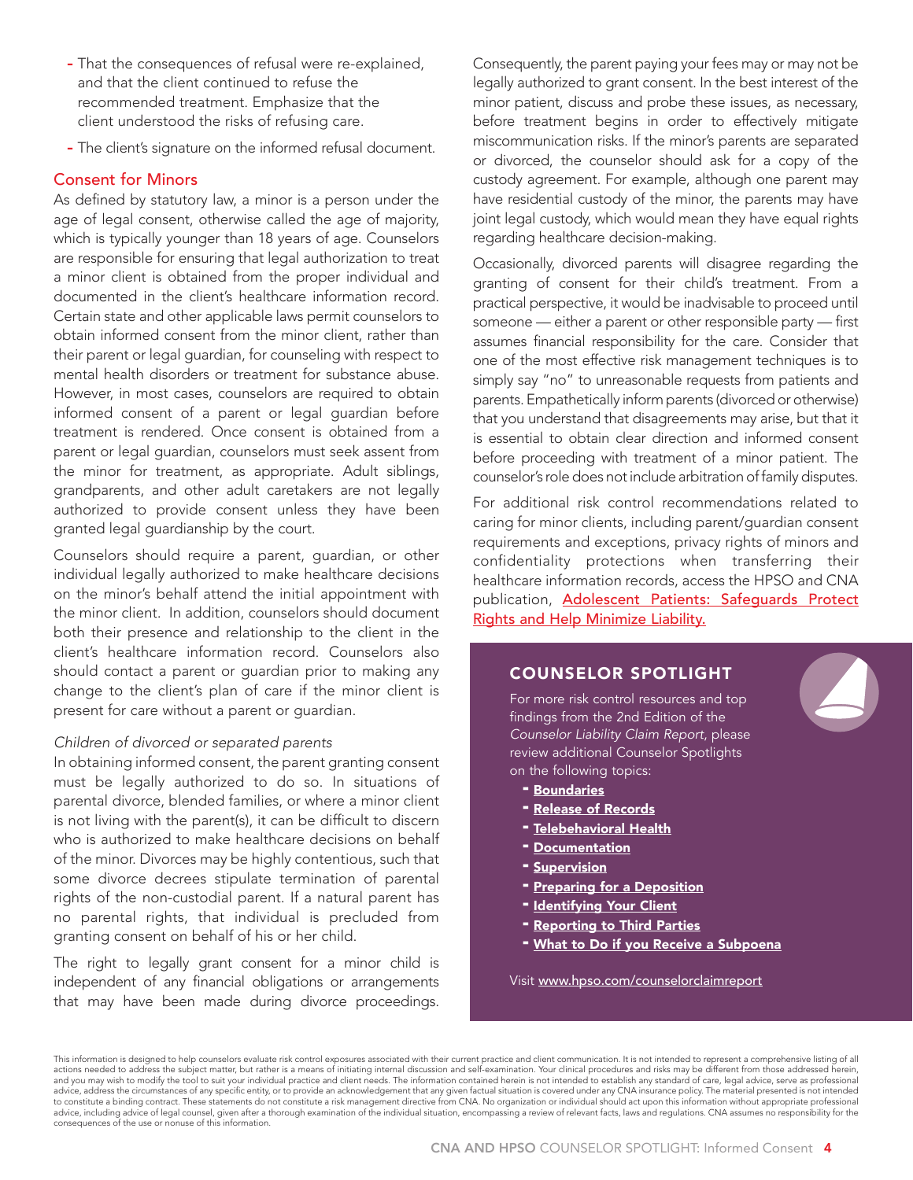- That the consequences of refusal were re-explained, and that the client continued to refuse the recommended treatment. Emphasize that the client understood the risks of refusing care.
- The client's signature on the informed refusal document.

## Consent for Minors

As defined by statutory law, a minor is a person under the age of legal consent, otherwise called the age of majority, which is typically younger than 18 years of age. Counselors are responsible for ensuring that legal authorization to treat a minor client is obtained from the proper individual and documented in the client's healthcare information record. Certain state and other applicable laws permit counselors to obtain informed consent from the minor client, rather than their parent or legal guardian, for counseling with respect to mental health disorders or treatment for substance abuse. However, in most cases, counselors are required to obtain informed consent of a parent or legal guardian before treatment is rendered. Once consent is obtained from a parent or legal guardian, counselors must seek assent from the minor for treatment, as appropriate. Adult siblings, grandparents, and other adult caretakers are not legally authorized to provide consent unless they have been granted legal guardianship by the court.

Counselors should require a parent, guardian, or other individual legally authorized to make healthcare decisions on the minor's behalf attend the initial appointment with the minor client. In addition, counselors should document both their presence and relationship to the client in the client's healthcare information record. Counselors also should contact a parent or guardian prior to making any change to the client's plan of care if the minor client is present for care without a parent or guardian.

*Children of divorced or separated parents*

In obtaining informed consent, the parent granting consent must be legally authorized to do so. In situations of parental divorce, blended families, or where a minor client is not living with the parent(s), it can be difficult to discern who is authorized to make healthcare decisions on behalf of the minor. Divorces may be highly contentious, such that some divorce decrees stipulate termination of parental rights of the non-custodial parent. If a natural parent has no parental rights, that individual is precluded from granting consent on behalf of his or her child.

The right to legally grant consent for a minor child is independent of any financial obligations or arrangements that may have been made during divorce proceedings. Consequently, the parent paying your fees may or may not be legally authorized to grant consent. In the best interest of the minor patient, discuss and probe these issues, as necessary, before treatment begins in order to effectively mitigate miscommunication risks. If the minor's parents are separated or divorced, the counselor should ask for a copy of the custody agreement. For example, although one parent may have residential custody of the minor, the parents may have joint legal custody, which would mean they have equal rights regarding healthcare decision-making.

Occasionally, divorced parents will disagree regarding the granting of consent for their child's treatment. From a practical perspective, it would be inadvisable to proceed until someone — either a parent or other responsible party — first assumes financial responsibility for the care. Consider that one of the most effective risk management techniques is to simply say "no" to unreasonable requests from patients and parents. Empathetically inform parents (divorced or otherwise) that you understand that disagreements may arise, but that it is essential to obtain clear direction and informed consent before proceeding with treatment of a minor patient. The counselor's role does not include arbitration of family disputes.

For additional risk control recommendations related to caring for minor clients, including parent/guardian consent requirements and exceptions, privacy rights of minors and confidentiality protections when transferring their healthcare information records, access the HPSO and CNA publication, [Adolescent Patients: Safeguards Protect Rights and Help Minimize Liability.]

## COUNSELOR SPOTLIGHT

For more risk control resources and top findings from the 2nd Edition of the *Counselor Liability Claim Report*, please review additional Counselor Spotlights on the following topics:

- **Boundaries**
- **Release of Records**
- **Telebehavioral Health**
- **Documentation**
- **Supervision**
- **Preparing for a Deposition**
- **Identifying Your Client**
- **Reporting to Third Parties**
- **What to Do if you Receive a Subpoena**

Visit www.hpso.com/counselorclaimreport

This information is designed to help counselors evaluate risk control exposures associated with their current practice and client communication. It is not intended to represent a comprehensive listing of all actions needed to address the subject matter, but rather is a means of initiating internal discussion and self-examination. Your clinical procedures and risks may be different from those addressed herein, and you may wish to modify the tool to suit your individual practice and client needs. The information contained herein is not intended to establish any standard of care, legal advice, serve as professional advice, address the circumstances of any specific entity, or to provide an acknowledgement that any given factual situation is covered under any CNA insurance policy. The material presented is not intended to constitute a binding contract. These statements do not constitute a risk management directive from CNA. No organization or individual should act upon this information without appropriate professional advice, including advice of legal counsel, given after a thorough examination of the individual situation, encompassing a review of relevant facts, laws and regulations. CNA assumes no responsibility for the consequences of the use or nonuse of this information.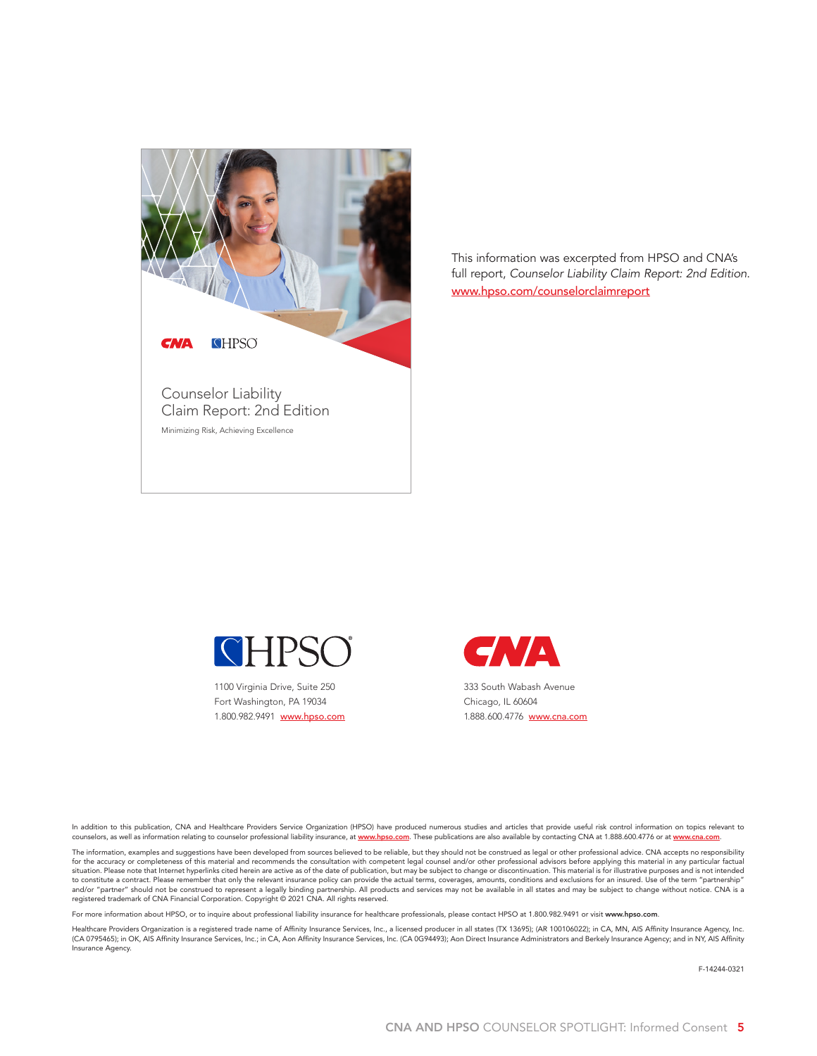Counselor Liability Claim Report: 2nd Edition

Minimizing Risk, Achieving Excellence

This information was excerpted from HPSO and CNA's full report, *Counselor Liability Claim Report: 2nd Edition*. www.hpso.com/counselorclaimreport

HPSO

1100 Virginia Drive, Suite 250
Fort Washington, PA 19034
1.800.982.9491 www.hpso.com

CNA

333 South Wabash Avenue
Chicago, IL 60604
1.888.600.4776 www.cna.com

In addition to this publication, CNA and Healthcare Providers Service Organization (HPSO) have produced numerous studies and articles that provide useful risk control information on topics relevant to counselors, as well as information relating to counselor professional liability insurance, at www.hpso.com. These publications are also available by contacting CNA at 1.888.600.4776 or at www.cna.com.

The information, examples and suggestions have been developed from sources believed to be reliable, but they should not be construed as legal or other professional advice. CNA accepts no responsibility for the accuracy or completeness of this material and recommends the consultation with competent legal counsel and/or other professional advisors before applying this material in any particular factual situation. Please note that Internet hyperlinks cited herein are active as of the date of publication, but may be subject to change or discontinuation. This material is for illustrative purposes and is not intended to constitute a contract. Please remember that only the relevant insurance policy can provide the actual terms, coverages, amounts, conditions and exclusions for an insured. Use of the term "partnership" and/or "partner" should not be construed to represent a legally binding partnership. All products and services may not be available in all states and may be subject to change without notice. CNA is a registered trademark of CNA Financial Corporation. Copyright © 2021 CNA. All rights reserved.

For more information about HPSO, or to inquire about professional liability insurance for healthcare professionals, please contact HPSO at 1.800.982.9491 or visit **www.hpso.com**.

Healthcare Providers Service Organization is a registered trade name of Affinity Insurance Services, Inc., a licensed producer in all states (TX 13695); (AR 100106022); in CA, MN, AIS Affinity Insurance Agency, Inc. (CA 0795465); in OK, AIS Affinity Insurance Services, Inc.; in CA, Aon Affinity Insurance Services, Inc. (CA 0G94493); Aon Direct Insurance Administrators and Berkely Insurance Agency; and in NY, AIS Affinity Insurance Agency.

F-14244-0321